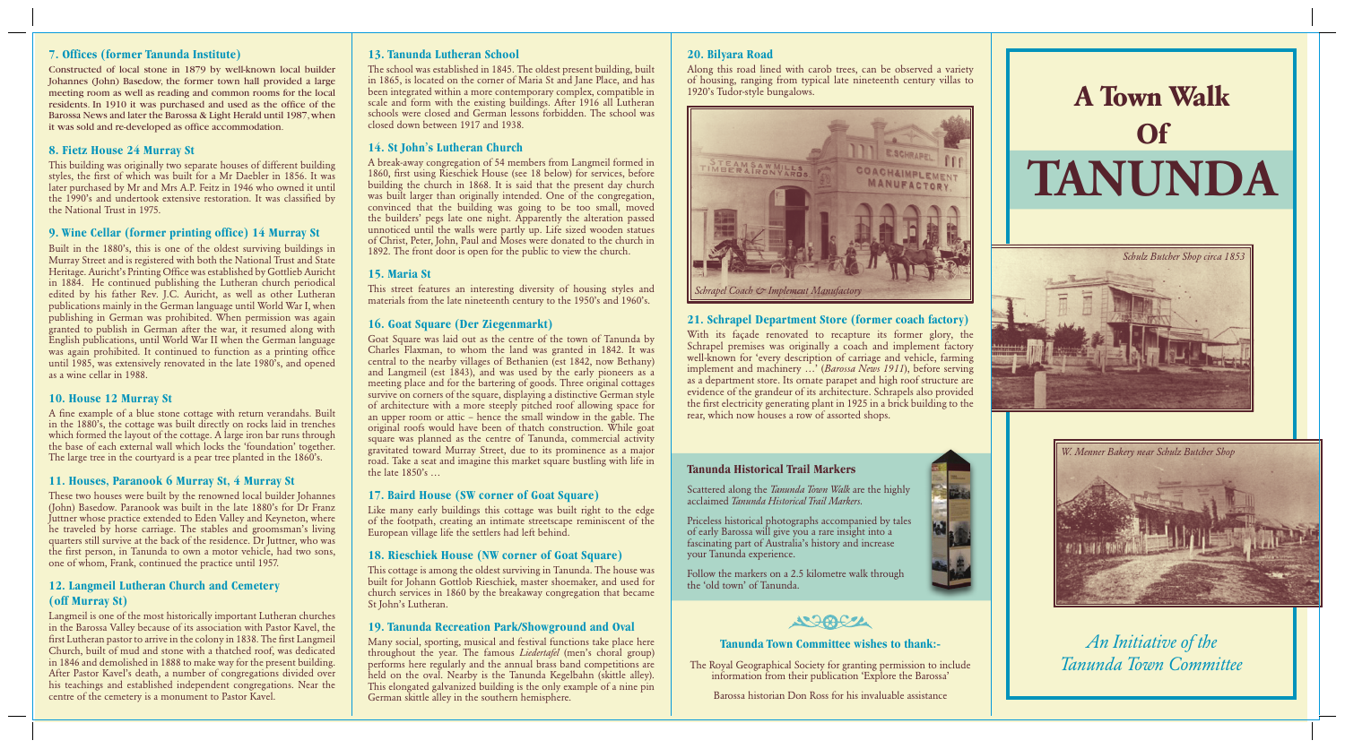## 7. Offices (former Tanunda Institute)

Constructed of local stone in 1879 by well-known local builder Johannes (John) Basedow, the former town hall provided a large meeting room as well as reading and common rooms for the local residents. In 1910 it was purchased and used as the office of the Barossa News and later the Barossa & Light Herald until 1987, when it was sold and re-developed as office accommodation.

## 8. Fietz House 24 Murray St

This building was originally two separate houses of different building styles, the first of which was built for a Mr Daebler in 1856. It was later purchased by Mr and Mrs A.P. Feitz in 1946 who owned it until the 1990's and undertook extensive restoration. It was classified by the National Trust in 1975.

## 9. Wine Cellar (former printing office) 14 Murray St

Built in the 1880's, this is one of the oldest surviving buildings in Murray Street and is registered with both the National Trust and State Heritage. Auricht's Printing Office was established by Gottlieb Auricht in 1884. He continued publishing the Lutheran church periodical edited by his father Rev. J.C. Auricht, as well as other Lutheran publications mainly in the German language until World War I, when publishing in German was prohibited. When permission was again granted to publish in German after the war, it resumed along with English publications, until World War II when the German language was again prohibited. It continued to function as a printing office until 1985, was extensively renovated in the late 1980's, and opened as a wine cellar in 1988.

## 10. House 12 Murray St

A fine example of a blue stone cottage with return verandahs. Built in the 1880's, the cottage was built directly on rocks laid in trenches which formed the layout of the cottage. A large iron bar runs through the base of each external wall which locks the 'foundation' together. The large tree in the courtyard is a pear tree planted in the 1860's.

## 11. Houses, Paranook 6 Murray St, 4 Murray St

These two houses were built by the renowned local builder Johannes (John) Basedow. Paranook was built in the late 1880's for Dr Franz Juttner whose practice extended to Eden Valley and Keyneton, where he traveled by horse carriage. The stables and groomsman's living quarters still survive at the back of the residence. Dr Juttner, who was the first person, in Tanunda to own a motor vehicle, had two sons, one of whom, Frank, continued the practice until 1957.

## 12. Langmeil Lutheran Church and Cemetery (off Murray St)

Langmeil is one of the most historically important Lutheran churches in the Barossa Valley because of its association with Pastor Kavel, the first Lutheran pastor to arrive in the colony in 1838. The first Langmeil Church, built of mud and stone with a thatched roof, was dedicated in 1846 and demolished in 1888 to make way for the present building. After Pastor Kavel's death, a number of congregations divided over his teachings and established independent congregations. Near the centre of the cemetery is a monument to Pastor Kavel.

## 13. Tanunda Lutheran School

The school was established in 1845. The oldest present building, built in 1865, is located on the corner of Maria St and Jane Place, and has been integrated within a more contemporary complex, compatible in scale and form with the existing buildings. After 1916 all Lutheran schools were closed and German lessons forbidden. The school was closed down between 1917 and 1938.

## 14. St John's Lutheran Church

A break-away congregation of 54 members from Langmeil formed in 1860, first using Rieschiek House (see 18 below) for services, before building the church in 1868. It is said that the present day church was built larger than originally intended. One of the congregation, convinced that the building was going to be too small, moved the builders' pegs late one night. Apparently the alteration passed unnoticed until the walls were partly up. Life sized wooden statues of Christ, Peter, John, Paul and Moses were donated to the church in 1892. The front door is open for the public to view the church.

## 15. Maria St

This street features an interesting diversity of housing styles and materials from the late nineteenth century to the 1950's and 1960's.

## 16. Goat Square (Der Ziegenmarkt)

Goat Square was laid out as the centre of the town of Tanunda by Charles Flaxman, to whom the land was granted in 1842. It was central to the nearby villages of Bethanien (est 1842, now Bethany) and Langmeil (est 1843), and was used by the early pioneers as a meeting place and for the bartering of goods. Three original cottages survive on corners of the square, displaying a distinctive German style of architecture with a more steeply pitched roof allowing space for an upper room or attic – hence the small window in the gable. The original roofs would have been of thatch construction. While goat square was planned as the centre of Tanunda, commercial activity gravitated toward Murray Street, due to its prominence as a major road. Take a seat and imagine this market square bustling with life in the late 1850's …

## 17. Baird House (SW corner of Goat Square)

Like many early buildings this cottage was built right to the edge of the footpath, creating an intimate streetscape reminiscent of the European village life the settlers had left behind.

## 18. Rieschiek House (NW corner of Goat Square)

This cottage is among the oldest surviving in Tanunda. The house was built for Johann Gottlob Rieschiek, master shoemaker, and used for church services in 1860 by the breakaway congregation that became St John's Lutheran.

## 19. Tanunda Recreation Park/Showground and Oval

Many social, sporting, musical and festival functions take place here throughout the year. The famous *Liedertafel* (men's choral group) performs here regularly and the annual brass band competitions are held on the oval. Nearby is the Tanunda Kegelbahn (skittle alley). This elongated galvanized building is the only example of a nine pin German skittle alley in the southern hemisphere.

## 20. Bilyara Road

Along this road lined with carob trees, can be observed a variety of housing, ranging from typical late nineteenth century villas to 1920's Tudor-style bungalows.

*Schrapel Coach & Implement Manufactory*

## 21. Schrapel Department Store (former coach factory)

With its façade renovated to recapture its former glory, the Schrapel premises was originally a coach and implement factory well-known for 'every description of carriage and vehicle, farming implement and machinery …' (*Barossa News 1911*), before serving as a department store. Its ornate parapet and high roof structure are evidence of the grandeur of its architecture. Schrapels also provided the first electricity generating plant in 1925 in a brick building to the rear, which now houses a row of assorted shops.

### Tanunda Historical Trail Markers

Scattered along the *Tanunda Town Walk* are the highly acclaimed *Tanunda Historical Trail Markers*.

Priceless historical photographs accompanied by tales of early Barossa will give you a rare insight into a fascinating part of Australia's history and increase your Tanunda experience.

Follow the markers on a 2.5 kilometre walk through the 'old town' of Tanunda.

### Tanunda Town Committee wishes to thank:-

The Royal Geographical Society for granting permission to include information from their publication 'Explore the Barossa'

Barossa historian Don Ross for his invaluable assistance

# A Town Walk Of TANUNDA

*Schulz Butcher Shop circa 1853*

*W. Menner Bakery near Schulz Butcher Shop*

*An Initiative of the Tanunda Town Committee*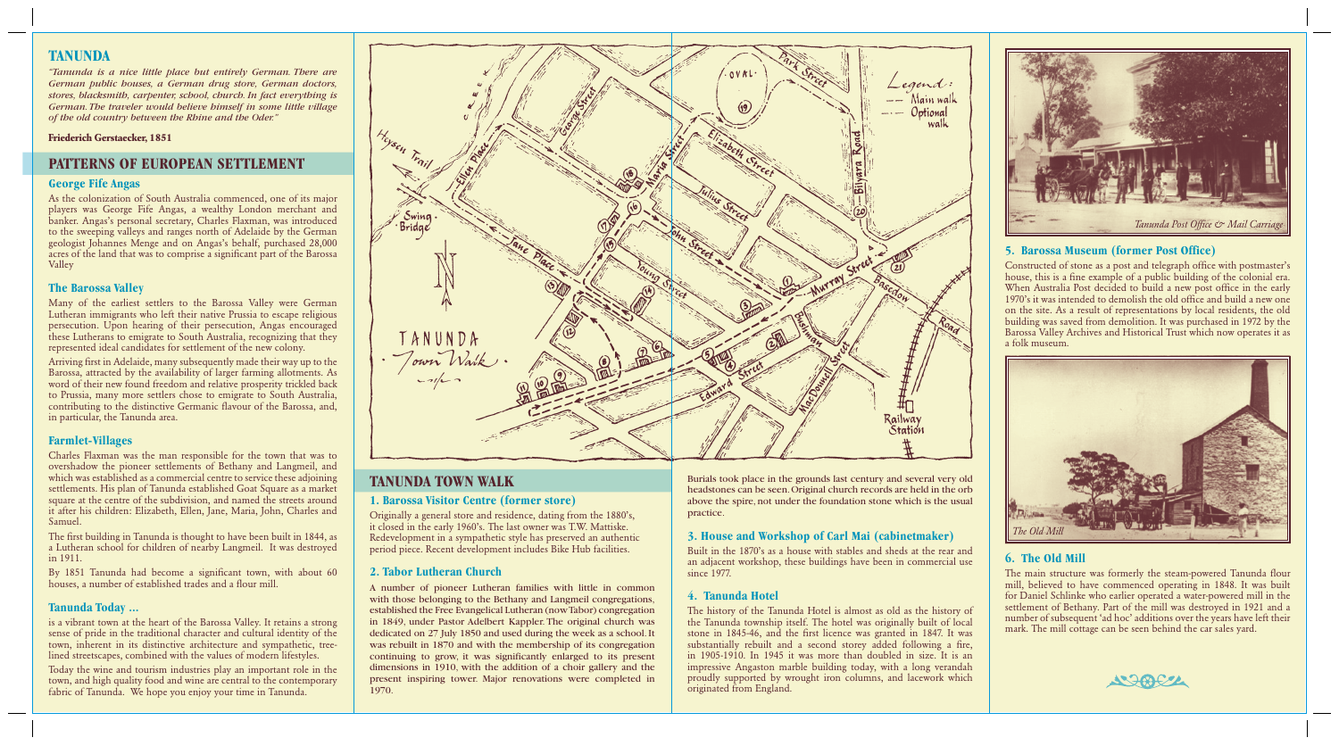## TANUNDA

*"Tanunda is a nice little place but entirely German. There are German public houses, a German drug store, German doctors, stores, blacksmith, carpenter, school, church. In fact everything is German. The traveler would believe himself in some little village of the old country between the Rhine and the Oder."*

**Friederich Gerstaecker, 1851**

## PATTERNS OF EUROPEAN SETTLEMENT

### George Fife Angas

As the colonization of South Australia commenced, one of its major players was George Fife Angas, a wealthy London merchant and banker. Angas's personal secretary, Charles Flaxman, was introduced to the sweeping valleys and ranges north of Adelaide by the German geologist Johannes Menge and on Angas's behalf, purchased 28,000 acres of the land that was to comprise a significant part of the Barossa Valley

### The Barossa Valley

Many of the earliest settlers to the Barossa Valley were German Lutheran immigrants who left their native Prussia to escape religious persecution. Upon hearing of their persecution, Angas encouraged these Lutherans to emigrate to South Australia, recognizing that they represented ideal candidates for settlement of the new colony.

Arriving first in Adelaide, many subsequently made their way up to the Barossa, attracted by the availability of larger farming allotments. As word of their new found freedom and relative prosperity trickled back to Prussia, many more settlers chose to emigrate to South Australia, contributing to the distinctive Germanic flavour of the Barossa, and, in particular, the Tanunda area.

### Farmlet-Villages

Charles Flaxman was the man responsible for the town that was to overshadow the pioneer settlements of Bethany and Langmeil, and which was established as a commercial centre to service these adjoining settlements. His plan of Tanunda established Goat Square as a market square at the centre of the subdivision, and named the streets around it after his children: Elizabeth, Ellen, Jane, Maria, John, Charles and Samuel.

The first building in Tanunda is thought to have been built in 1844, as a Lutheran school for children of nearby Langmeil. It was destroyed in 1911.

By 1851 Tanunda had become a significant town, with about 60 houses, a number of established trades and a flour mill.

### Tanunda Today ...

is a vibrant town at the heart of the Barossa Valley. It retains a strong sense of pride in the traditional character and cultural identity of the town, inherent in its distinctive architecture and sympathetic, tree-lined streetscapes, combined with the values of modern lifestyles.

Today the wine and tourism industries play an important role in the town, and high quality food and wine are central to the contemporary fabric of Tanunda. We hope you enjoy your time in Tanunda.

TANUNDA Town Walk

Legend:
— — Main walk
— · — Optional walk

Creek, Heysen Trail, Swing Bridge, George Street, Ellen Place, Jane Place, Maria Street, Young Street, Elizabeth Street, Julius Street, John Street, Murray Street, Park Street, Bilyara Road, Basedow Road, Bushman Street, MacDonnell Street, Edward Street, Railway Station, Oval

## TANUNDA TOWN WALK

### 1. Barossa Visitor Centre (former store)

Originally a general store and residence, dating from the 1880's, it closed in the early 1960's. The last owner was T.W. Mattiske. Redevelopment in a sympathetic style has preserved an authentic period piece. Recent development includes Bike Hub facilities.

### 2. Tabor Lutheran Church

A number of pioneer Lutheran families with little in common with those belonging to the Bethany and Langmeil congregations, established the Free Evangelical Lutheran (now Tabor) congregation in 1849, under Pastor Adelbert Kappler. The original church was dedicated on 27 July 1850 and used during the week as a school. It was rebuilt in 1870 and with the membership of its congregation continuing to grow, it was significantly enlarged to its present dimensions in 1910, with the addition of a choir gallery and the present inspiring tower. Major renovations were completed in 1970.

Burials took place in the grounds last century and several very old headstones can be seen. Original church records are held in the orb above the spire, not under the foundation stone which is the usual practice.

### 3. House and Workshop of Carl Mai (cabinetmaker)

Built in the 1870's as a house with stables and sheds at the rear and an adjacent workshop, these buildings have been in commercial use since 1977.

### 4. Tanunda Hotel

The history of the Tanunda Hotel is almost as old as the history of the Tanunda township itself. The hotel was originally built of local stone in 1845-46, and the first licence was granted in 1847. It was substantially rebuilt and a second storey added following a fire, in 1905-1910. In 1945 it was more than doubled in size. It is an impressive Angaston marble building today, with a long verandah proudly supported by wrought iron columns, and lacework which originated from England.

*Tanunda Post Office & Mail Carriage*

### 5. Barossa Museum (former Post Office)

Constructed of stone as a post and telegraph office with postmaster's house, this is a fine example of a public building of the colonial era. When Australia Post decided to build a new post office in the early 1970's it was intended to demolish the old office and build a new one on the site. As a result of representations by local residents, the old building was saved from demolition. It was purchased in 1972 by the Barossa Valley Archives and Historical Trust which now operates it as a folk museum.

*The Old Mill*

### 6. The Old Mill

The main structure was formerly the steam-powered Tanunda flour mill, believed to have commenced operating in 1848. It was built for Daniel Schlinke who earlier operated a water-powered mill in the settlement of Bethany. Part of the mill was destroyed in 1921 and a number of subsequent 'ad hoc' additions over the years have left their mark. The mill cottage can be seen behind the car sales yard.